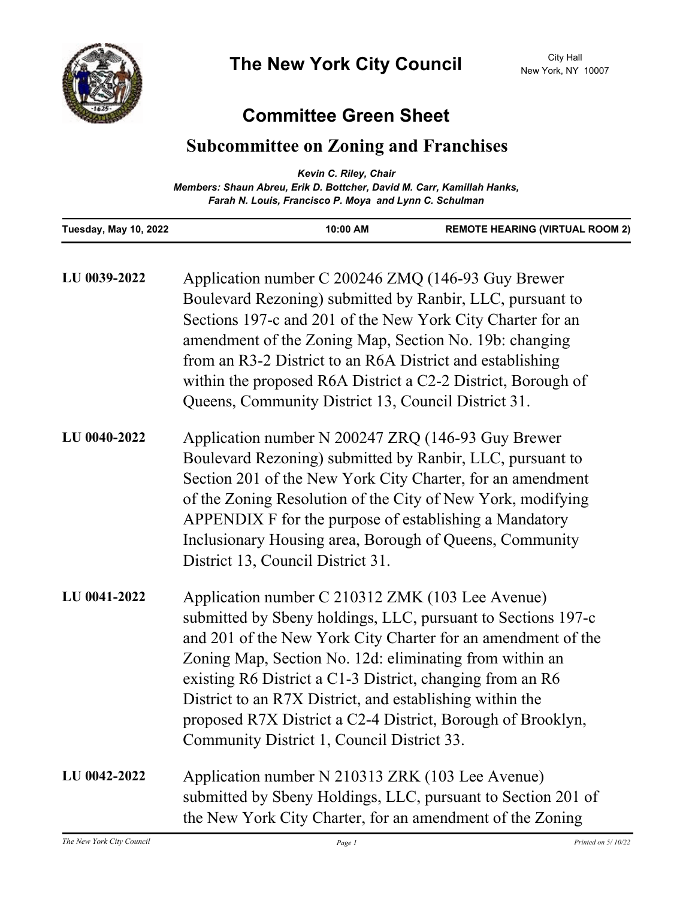# The New York City Council

City Hall
New York, NY 10007

## Committee Green Sheet

## Subcommittee on Zoning and Franchises

*Kevin C. Riley, Chair*
*Members: Shaun Abreu, Erik D. Bottcher, David M. Carr, Kamillah Hanks, Farah N. Louis, Francisco P. Moya and Lynn C. Schulman*

| Tuesday, May 10, 2022 | 10:00 AM | REMOTE HEARING (VIRTUAL ROOM 2) |
|---|---|---|

**LU 0039-2022** Application number C 200246 ZMQ (146-93 Guy Brewer Boulevard Rezoning) submitted by Ranbir, LLC, pursuant to Sections 197-c and 201 of the New York City Charter for an amendment of the Zoning Map, Section No. 19b: changing from an R3-2 District to an R6A District and establishing within the proposed R6A District a C2-2 District, Borough of Queens, Community District 13, Council District 31.

**LU 0040-2022** Application number N 200247 ZRQ (146-93 Guy Brewer Boulevard Rezoning) submitted by Ranbir, LLC, pursuant to Section 201 of the New York City Charter, for an amendment of the Zoning Resolution of the City of New York, modifying APPENDIX F for the purpose of establishing a Mandatory Inclusionary Housing area, Borough of Queens, Community District 13, Council District 31.

**LU 0041-2022** Application number C 210312 ZMK (103 Lee Avenue) submitted by Sbeny holdings, LLC, pursuant to Sections 197-c and 201 of the New York City Charter for an amendment of the Zoning Map, Section No. 12d: eliminating from within an existing R6 District a C1-3 District, changing from an R6 District to an R7X District, and establishing within the proposed R7X District a C2-4 District, Borough of Brooklyn, Community District 1, Council District 33.

**LU 0042-2022** Application number N 210313 ZRK (103 Lee Avenue) submitted by Sbeny Holdings, LLC, pursuant to Section 201 of the New York City Charter, for an amendment of the Zoning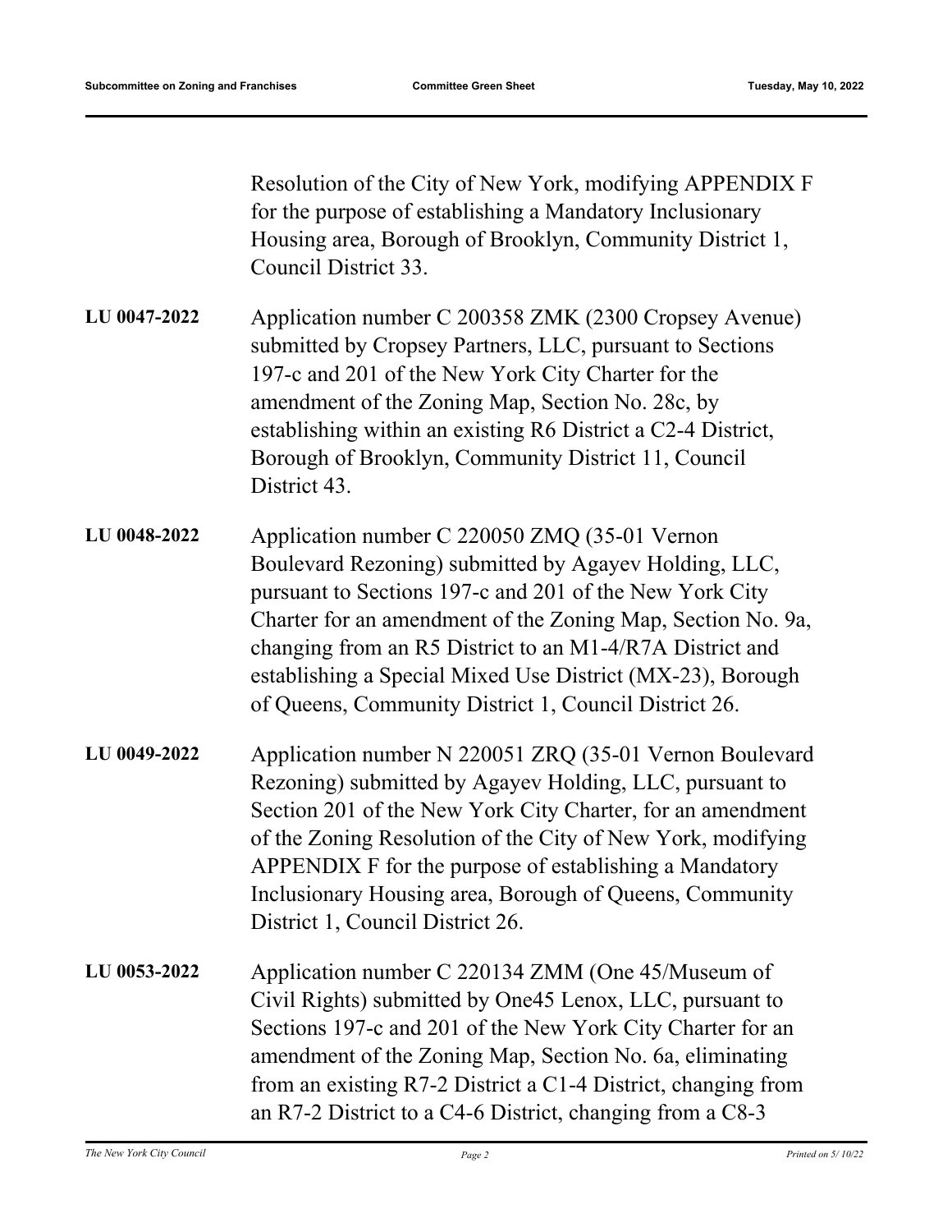Resolution of the City of New York, modifying APPENDIX F for the purpose of establishing a Mandatory Inclusionary Housing area, Borough of Brooklyn, Community District 1, Council District 33.

**LU 0047-2022** Application number C 200358 ZMK (2300 Cropsey Avenue) submitted by Cropsey Partners, LLC, pursuant to Sections 197-c and 201 of the New York City Charter for the amendment of the Zoning Map, Section No. 28c, by establishing within an existing R6 District a C2-4 District, Borough of Brooklyn, Community District 11, Council District 43.

**LU 0048-2022** Application number C 220050 ZMQ (35-01 Vernon Boulevard Rezoning) submitted by Agayev Holding, LLC, pursuant to Sections 197-c and 201 of the New York City Charter for an amendment of the Zoning Map, Section No. 9a, changing from an R5 District to an M1-4/R7A District and establishing a Special Mixed Use District (MX-23), Borough of Queens, Community District 1, Council District 26.

**LU 0049-2022** Application number N 220051 ZRQ (35-01 Vernon Boulevard Rezoning) submitted by Agayev Holding, LLC, pursuant to Section 201 of the New York City Charter, for an amendment of the Zoning Resolution of the City of New York, modifying APPENDIX F for the purpose of establishing a Mandatory Inclusionary Housing area, Borough of Queens, Community District 1, Council District 26.

**LU 0053-2022** Application number C 220134 ZMM (One 45/Museum of Civil Rights) submitted by One45 Lenox, LLC, pursuant to Sections 197-c and 201 of the New York City Charter for an amendment of the Zoning Map, Section No. 6a, eliminating from an existing R7-2 District a C1-4 District, changing from an R7-2 District to a C4-6 District, changing from a C8-3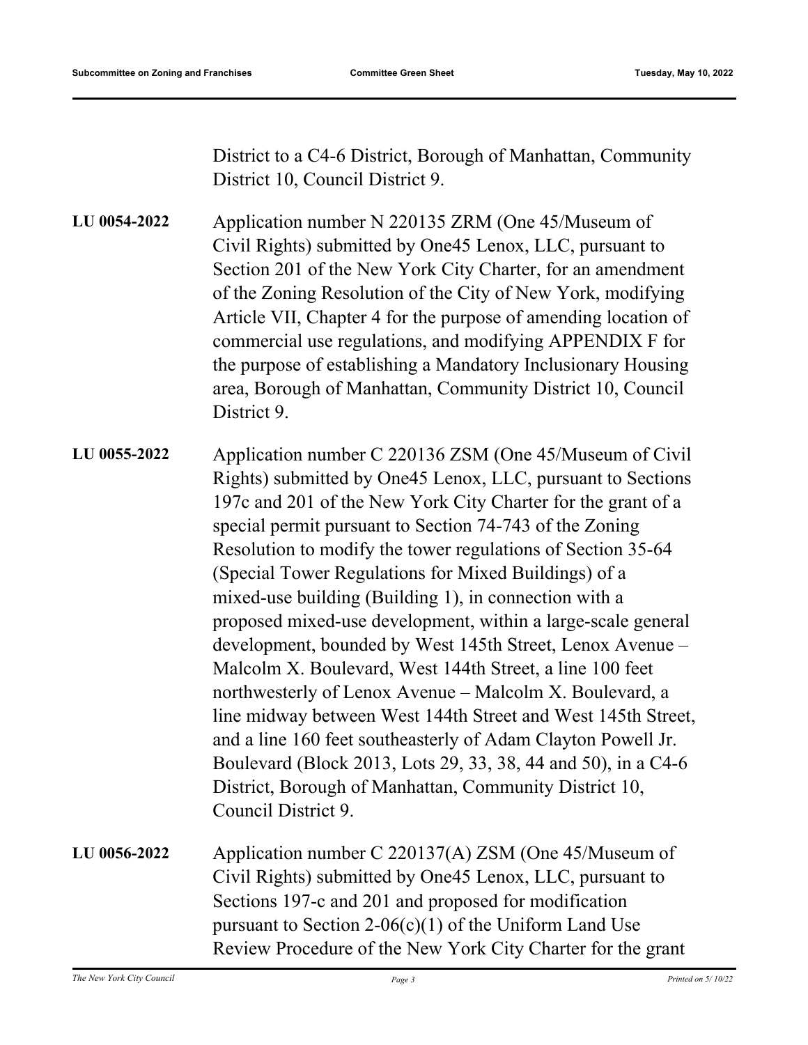District to a C4-6 District, Borough of Manhattan, Community District 10, Council District 9.

**LU 0054-2022** Application number N 220135 ZRM (One 45/Museum of Civil Rights) submitted by One45 Lenox, LLC, pursuant to Section 201 of the New York City Charter, for an amendment of the Zoning Resolution of the City of New York, modifying Article VII, Chapter 4 for the purpose of amending location of commercial use regulations, and modifying APPENDIX F for the purpose of establishing a Mandatory Inclusionary Housing area, Borough of Manhattan, Community District 10, Council District 9.

**LU 0055-2022** Application number C 220136 ZSM (One 45/Museum of Civil Rights) submitted by One45 Lenox, LLC, pursuant to Sections 197c and 201 of the New York City Charter for the grant of a special permit pursuant to Section 74-743 of the Zoning Resolution to modify the tower regulations of Section 35-64 (Special Tower Regulations for Mixed Buildings) of a mixed-use building (Building 1), in connection with a proposed mixed-use development, within a large-scale general development, bounded by West 145th Street, Lenox Avenue – Malcolm X. Boulevard, West 144th Street, a line 100 feet northwesterly of Lenox Avenue – Malcolm X. Boulevard, a line midway between West 144th Street and West 145th Street, and a line 160 feet southeasterly of Adam Clayton Powell Jr. Boulevard (Block 2013, Lots 29, 33, 38, 44 and 50), in a C4-6 District, Borough of Manhattan, Community District 10, Council District 9.

**LU 0056-2022** Application number C 220137(A) ZSM (One 45/Museum of Civil Rights) submitted by One45 Lenox, LLC, pursuant to Sections 197-c and 201 and proposed for modification pursuant to Section 2-06(c)(1) of the Uniform Land Use Review Procedure of the New York City Charter for the grant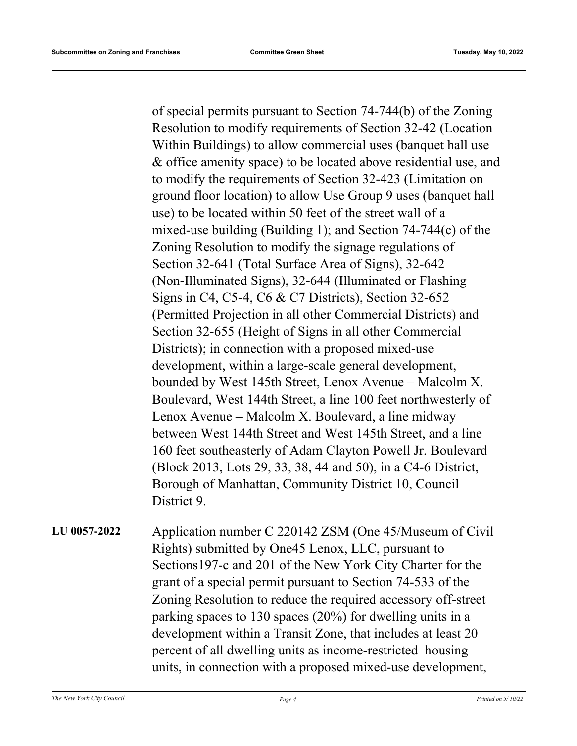of special permits pursuant to Section 74-744(b) of the Zoning Resolution to modify requirements of Section 32-42 (Location Within Buildings) to allow commercial uses (banquet hall use & office amenity space) to be located above residential use, and to modify the requirements of Section 32-423 (Limitation on ground floor location) to allow Use Group 9 uses (banquet hall use) to be located within 50 feet of the street wall of a mixed-use building (Building 1); and Section 74-744(c) of the Zoning Resolution to modify the signage regulations of Section 32-641 (Total Surface Area of Signs), 32-642 (Non-Illuminated Signs), 32-644 (Illuminated or Flashing Signs in C4, C5-4, C6 & C7 Districts), Section 32-652 (Permitted Projection in all other Commercial Districts) and Section 32-655 (Height of Signs in all other Commercial Districts); in connection with a proposed mixed-use development, within a large-scale general development, bounded by West 145th Street, Lenox Avenue – Malcolm X. Boulevard, West 144th Street, a line 100 feet northwesterly of Lenox Avenue – Malcolm X. Boulevard, a line midway between West 144th Street and West 145th Street, and a line 160 feet southeasterly of Adam Clayton Powell Jr. Boulevard (Block 2013, Lots 29, 33, 38, 44 and 50), in a C4-6 District, Borough of Manhattan, Community District 10, Council District 9.

**LU 0057-2022** Application number C 220142 ZSM (One 45/Museum of Civil Rights) submitted by One45 Lenox, LLC, pursuant to Sections197-c and 201 of the New York City Charter for the grant of a special permit pursuant to Section 74-533 of the Zoning Resolution to reduce the required accessory off-street parking spaces to 130 spaces (20%) for dwelling units in a development within a Transit Zone, that includes at least 20 percent of all dwelling units as income-restricted housing units, in connection with a proposed mixed-use development,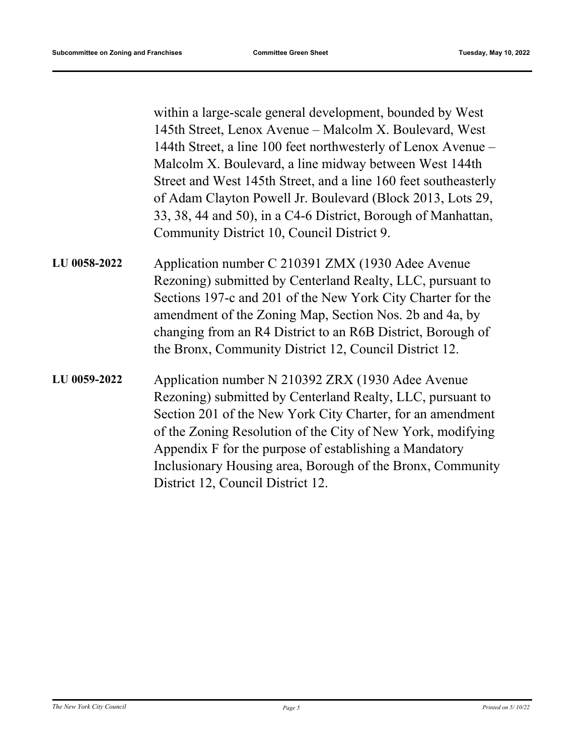within a large-scale general development, bounded by West 145th Street, Lenox Avenue – Malcolm X. Boulevard, West 144th Street, a line 100 feet northwesterly of Lenox Avenue – Malcolm X. Boulevard, a line midway between West 144th Street and West 145th Street, and a line 160 feet southeasterly of Adam Clayton Powell Jr. Boulevard (Block 2013, Lots 29, 33, 38, 44 and 50), in a C4-6 District, Borough of Manhattan, Community District 10, Council District 9.

**LU 0058-2022** Application number C 210391 ZMX (1930 Adee Avenue Rezoning) submitted by Centerland Realty, LLC, pursuant to Sections 197-c and 201 of the New York City Charter for the amendment of the Zoning Map, Section Nos. 2b and 4a, by changing from an R4 District to an R6B District, Borough of the Bronx, Community District 12, Council District 12.

**LU 0059-2022** Application number N 210392 ZRX (1930 Adee Avenue Rezoning) submitted by Centerland Realty, LLC, pursuant to Section 201 of the New York City Charter, for an amendment of the Zoning Resolution of the City of New York, modifying Appendix F for the purpose of establishing a Mandatory Inclusionary Housing area, Borough of the Bronx, Community District 12, Council District 12.